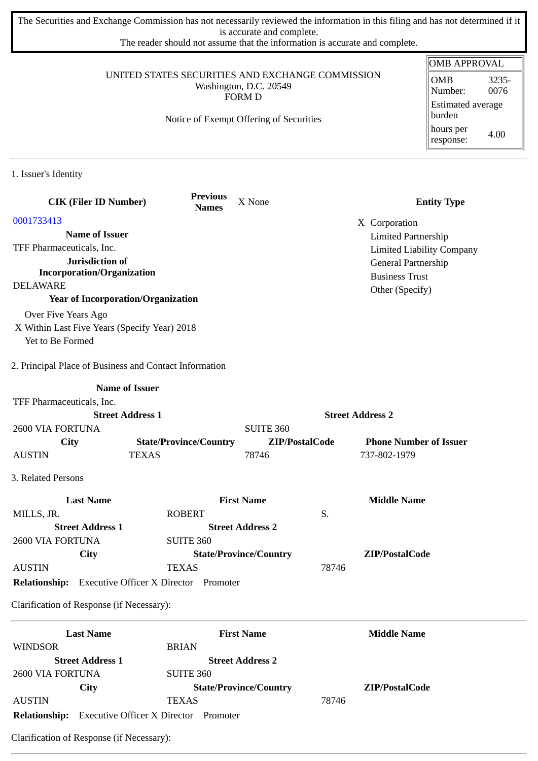The Securities and Exchange Commission has not necessarily reviewed the information in this filing and has not determined if it is accurate and complete.
The reader should not assume that the information is accurate and complete.

| OMB APPROVAL | |
|---|---|
| OMB Number: | 3235-0076 |
| Estimated average burden | |
| hours per response: | 4.00 |

UNITED STATES SECURITIES AND EXCHANGE COMMISSION
Washington, D.C. 20549
FORM D

Notice of Exempt Offering of Securities

## 1. Issuer's Identity

| CIK (Filer ID Number) | Previous Names | X None | Entity Type |
|---|---|---|---|
| 0001733413 | | | X Corporation |
| **Name of Issuer** | | | Limited Partnership |
| TFF Pharmaceuticals, Inc. | | | Limited Liability Company |
| **Jurisdiction of Incorporation/Organization** | | | General Partnership |
| DELAWARE | | | Business Trust |
| **Year of Incorporation/Organization** | | | Other (Specify) |

Over Five Years Ago
X Within Last Five Years (Specify Year) 2018
Yet to Be Formed

## 2. Principal Place of Business and Contact Information

| Name of Issuer | | | |
|---|---|---|---|
| TFF Pharmaceuticals, Inc. | | | |
| **Street Address 1** | | **Street Address 2** | |
| 2600 VIA FORTUNA | | SUITE 360 | |
| **City** | **State/Province/Country** | **ZIP/PostalCode** | **Phone Number of Issuer** |
| AUSTIN | TEXAS | 78746 | 737-802-1979 |

## 3. Related Persons

| Last Name | First Name | Middle Name |
|---|---|---|
| MILLS, JR. | ROBERT | S. |
| **Street Address 1** | **Street Address 2** | |
| 2600 VIA FORTUNA | SUITE 360 | |
| **City** | **State/Province/Country** | **ZIP/PostalCode** |
| AUSTIN | TEXAS | 78746 |

**Relationship:** Executive Officer X Director Promoter

Clarification of Response (if Necessary):

---

| Last Name | First Name | Middle Name |
|---|---|---|
| WINDSOR | BRIAN | |
| **Street Address 1** | **Street Address 2** | |
| 2600 VIA FORTUNA | SUITE 360 | |
| **City** | **State/Province/Country** | **ZIP/PostalCode** |
| AUSTIN | TEXAS | 78746 |

**Relationship:** Executive Officer X Director Promoter

Clarification of Response (if Necessary):

---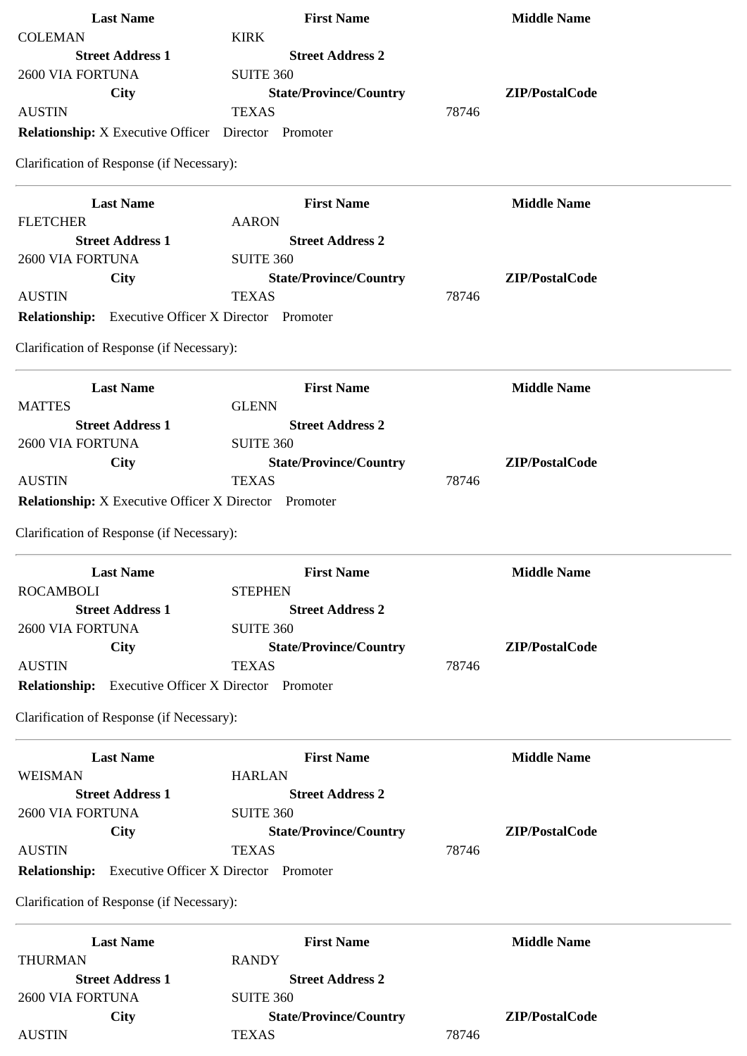| Last Name | First Name | Middle Name |
|---|---|---|
| COLEMAN | KIRK | |
| **Street Address 1** | **Street Address 2** | |
| 2600 VIA FORTUNA | SUITE 360 | |
| **City** | **State/Province/Country** | **ZIP/PostalCode** |
| AUSTIN | TEXAS | 78746 |

**Relationship:** X Executive Officer Director Promoter

Clarification of Response (if Necessary):

---

| Last Name | First Name | Middle Name |
|---|---|---|
| FLETCHER | AARON | |
| **Street Address 1** | **Street Address 2** | |
| 2600 VIA FORTUNA | SUITE 360 | |
| **City** | **State/Province/Country** | **ZIP/PostalCode** |
| AUSTIN | TEXAS | 78746 |

**Relationship:** Executive Officer X Director Promoter

Clarification of Response (if Necessary):

---

| Last Name | First Name | Middle Name |
|---|---|---|
| MATTES | GLENN | |
| **Street Address 1** | **Street Address 2** | |
| 2600 VIA FORTUNA | SUITE 360 | |
| **City** | **State/Province/Country** | **ZIP/PostalCode** |
| AUSTIN | TEXAS | 78746 |

**Relationship:** X Executive Officer X Director Promoter

Clarification of Response (if Necessary):

---

| Last Name | First Name | Middle Name |
|---|---|---|
| ROCAMBOLI | STEPHEN | |
| **Street Address 1** | **Street Address 2** | |
| 2600 VIA FORTUNA | SUITE 360 | |
| **City** | **State/Province/Country** | **ZIP/PostalCode** |
| AUSTIN | TEXAS | 78746 |

**Relationship:** Executive Officer X Director Promoter

Clarification of Response (if Necessary):

---

| Last Name | First Name | Middle Name |
|---|---|---|
| WEISMAN | HARLAN | |
| **Street Address 1** | **Street Address 2** | |
| 2600 VIA FORTUNA | SUITE 360 | |
| **City** | **State/Province/Country** | **ZIP/PostalCode** |
| AUSTIN | TEXAS | 78746 |

**Relationship:** Executive Officer X Director Promoter

Clarification of Response (if Necessary):

---

| Last Name | First Name | Middle Name |
|---|---|---|
| THURMAN | RANDY | |
| **Street Address 1** | **Street Address 2** | |
| 2600 VIA FORTUNA | SUITE 360 | |
| **City** | **State/Province/Country** | **ZIP/PostalCode** |
| AUSTIN | TEXAS | 78746 |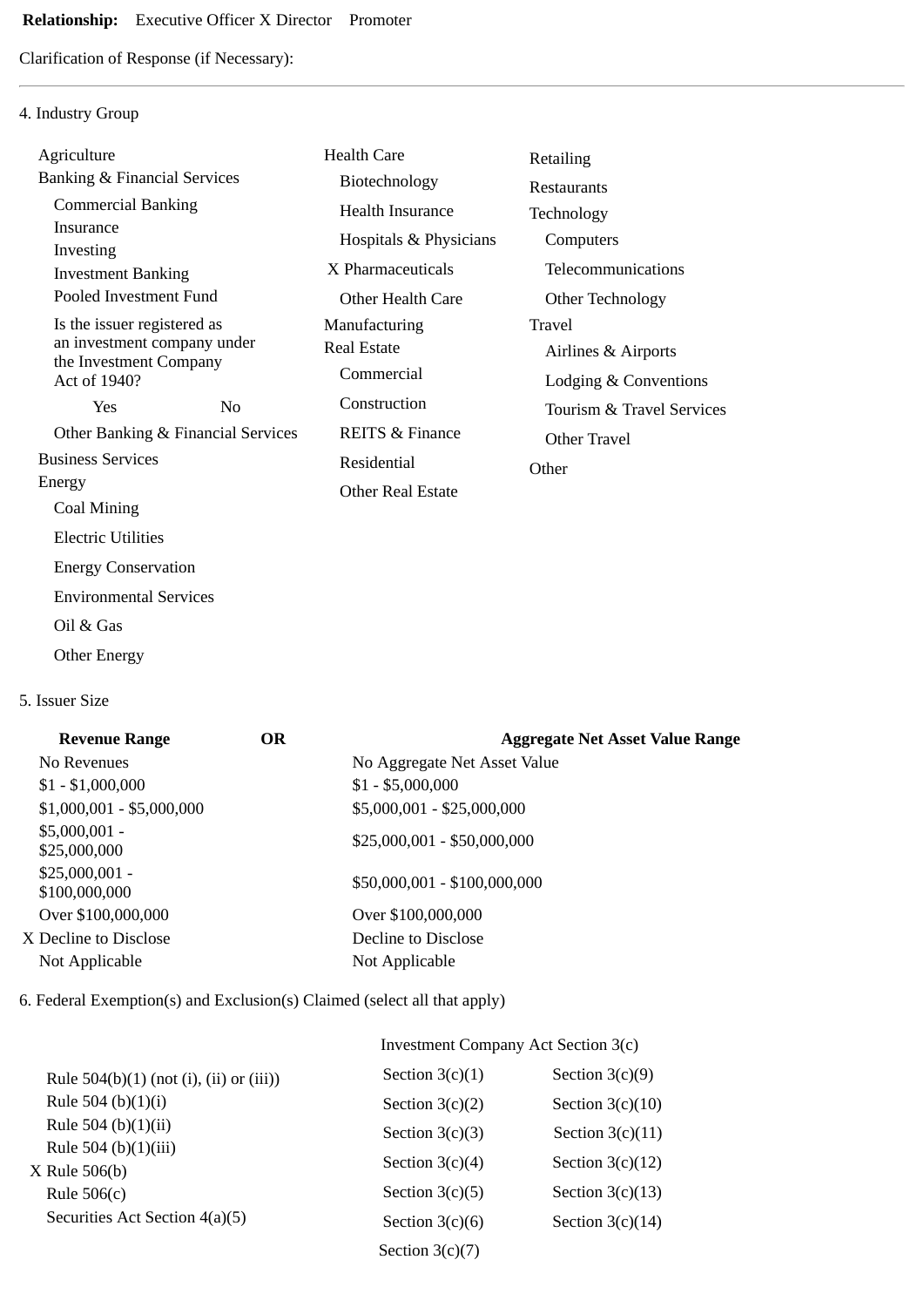**Relationship:** Executive Officer X Director Promoter

Clarification of Response (if Necessary):

---

4. Industry Group

Agriculture

Banking & Financial Services

- Commercial Banking
- Insurance
- Investing
- Investment Banking
- Pooled Investment Fund
- Is the issuer registered as an investment company under the Investment Company Act of 1940?
  - Yes
  - No
- Other Banking & Financial Services

Business Services

Energy

- Coal Mining
- Electric Utilities
- Energy Conservation
- Environmental Services
- Oil & Gas
- Other Energy

Health Care

- Biotechnology
- Health Insurance
- Hospitals & Physicians
- X Pharmaceuticals
- Other Health Care

Manufacturing

Real Estate

- Commercial
- Construction
- REITS & Finance
- Residential
- Other Real Estate

Retailing

Restaurants

Technology

- Computers
- Telecommunications
- Other Technology

Travel

- Airlines & Airports
- Lodging & Conventions
- Tourism & Travel Services
- Other Travel

Other

5. Issuer Size

| Revenue Range | OR | Aggregate Net Asset Value Range |
|---|---|---|
| No Revenues | | No Aggregate Net Asset Value |
| $1 - $1,000,000 | | $1 - $5,000,000 |
| $1,000,001 - $5,000,000 | | $5,000,001 - $25,000,000 |
| $5,000,001 - $25,000,000 | | $25,000,001 - $50,000,000 |
| $25,000,001 - $100,000,000 | | $50,000,001 - $100,000,000 |
| Over $100,000,000 | | Over $100,000,000 |
| X Decline to Disclose | | Decline to Disclose |
| Not Applicable | | Not Applicable |

6. Federal Exemption(s) and Exclusion(s) Claimed (select all that apply)

- Rule 504(b)(1) (not (i), (ii) or (iii))
- Rule 504 (b)(1)(i)
- Rule 504 (b)(1)(ii)
- Rule 504 (b)(1)(iii)
- X Rule 506(b)
- Rule 506(c)
- Securities Act Section 4(a)(5)

Investment Company Act Section 3(c)

| | |
|---|---|
| Section 3(c)(1) | Section 3(c)(9) |
| Section 3(c)(2) | Section 3(c)(10) |
| Section 3(c)(3) | Section 3(c)(11) |
| Section 3(c)(4) | Section 3(c)(12) |
| Section 3(c)(5) | Section 3(c)(13) |
| Section 3(c)(6) | Section 3(c)(14) |
| Section 3(c)(7) | |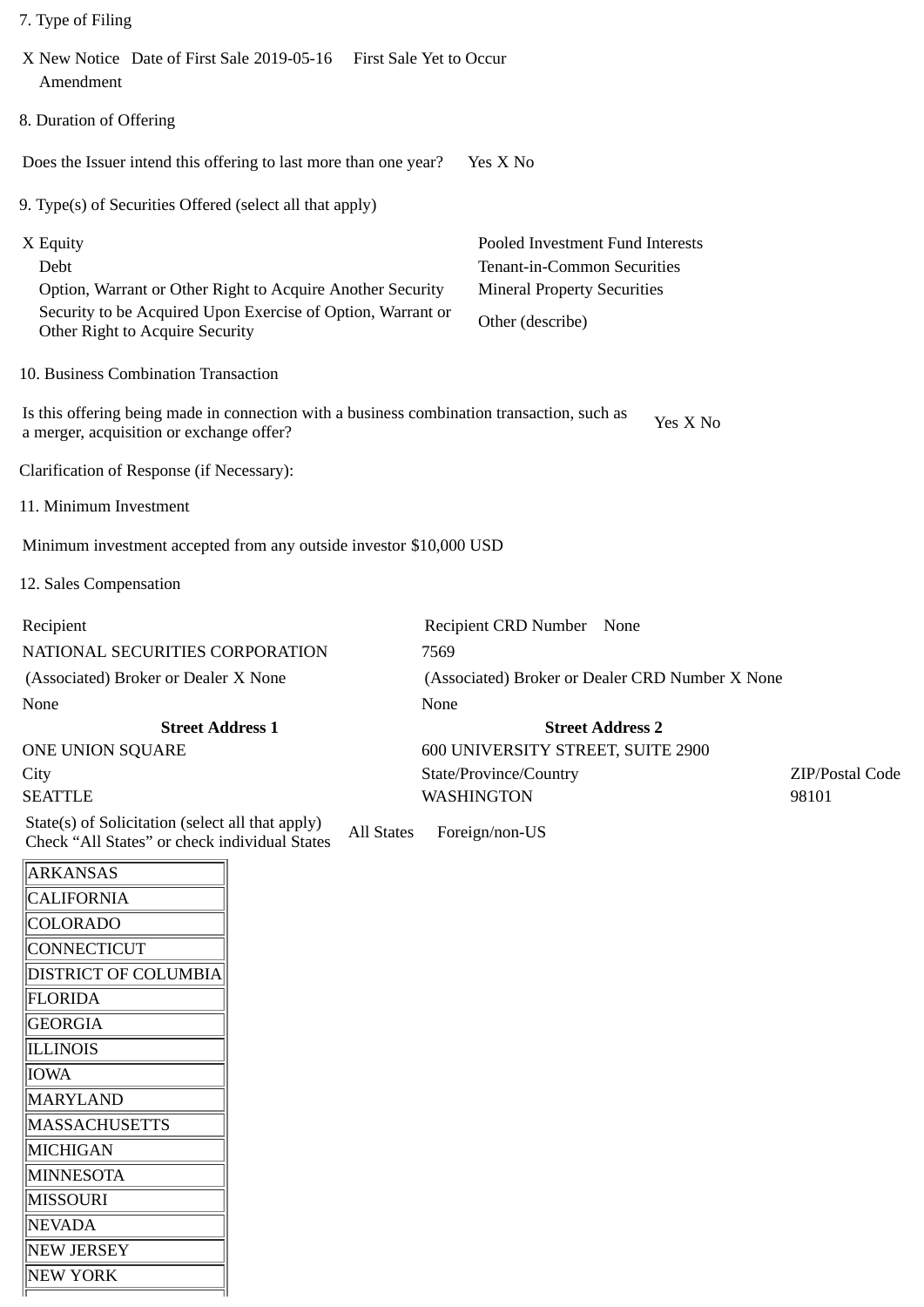7. Type of Filing

X New Notice   Date of First Sale 2019-05-16   First Sale Yet to Occur
Amendment

8. Duration of Offering

Does the Issuer intend this offering to last more than one year?   Yes X No

9. Type(s) of Securities Offered (select all that apply)

| | |
|---|---|
| X Equity | Pooled Investment Fund Interests |
| Debt | Tenant-in-Common Securities |
| Option, Warrant or Other Right to Acquire Another Security | Mineral Property Securities |
| Security to be Acquired Upon Exercise of Option, Warrant or Other Right to Acquire Security | Other (describe) |

10. Business Combination Transaction

Is this offering being made in connection with a business combination transaction, such as a merger, acquisition or exchange offer?   Yes X No

Clarification of Response (if Necessary):

11. Minimum Investment

Minimum investment accepted from any outside investor $10,000 USD

12. Sales Compensation

| Recipient | Recipient CRD Number  None | |
|---|---|---|
| NATIONAL SECURITIES CORPORATION | 7569 | |
| (Associated) Broker or Dealer X None | (Associated) Broker or Dealer CRD Number X None | |
| None | None | |
| **Street Address 1** | **Street Address 2** | |
| ONE UNION SQUARE | 600 UNIVERSITY STREET, SUITE 2900 | |
| City | State/Province/Country | ZIP/Postal Code |
| SEATTLE | WASHINGTON | 98101 |

State(s) of Solicitation (select all that apply)
Check "All States" or check individual States   All States   Foreign/non-US

| |
|---|
| ARKANSAS |
| CALIFORNIA |
| COLORADO |
| CONNECTICUT |
| DISTRICT OF COLUMBIA |
| FLORIDA |
| GEORGIA |
| ILLINOIS |
| IOWA |
| MARYLAND |
| MASSACHUSETTS |
| MICHIGAN |
| MINNESOTA |
| MISSOURI |
| NEVADA |
| NEW JERSEY |
| NEW YORK |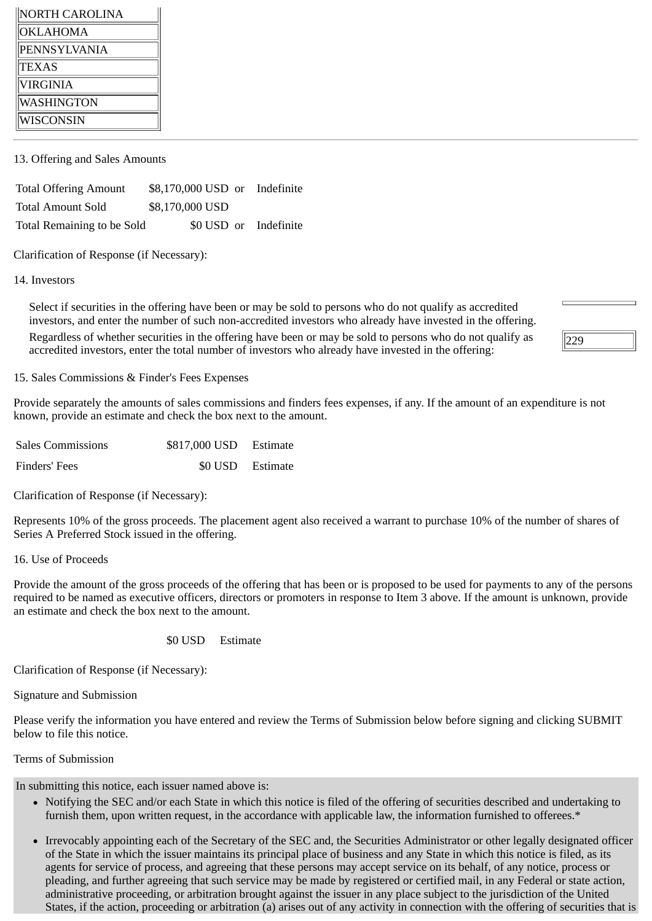| |
|---|
| NORTH CAROLINA |
| OKLAHOMA |
| PENNSYLVANIA |
| TEXAS |
| VIRGINIA |
| WASHINGTON |
| WISCONSIN |

13. Offering and Sales Amounts

| | | |
|---|---|---|
| Total Offering Amount | $8,170,000 USD or | Indefinite |
| Total Amount Sold | $8,170,000 USD | |
| Total Remaining to be Sold | $0 USD or | Indefinite |

Clarification of Response (if Necessary):

14. Investors

| | |
|---|---|
| Select if securities in the offering have been or may be sold to persons who do not qualify as accredited investors, and enter the number of such non-accredited investors who already have invested in the offering. | |
| Regardless of whether securities in the offering have been or may be sold to persons who do not qualify as accredited investors, enter the total number of investors who already have invested in the offering: | 229 |

15. Sales Commissions & Finder's Fees Expenses

Provide separately the amounts of sales commissions and finders fees expenses, if any. If the amount of an expenditure is not known, provide an estimate and check the box next to the amount.

| | | |
|---|---|---|
| Sales Commissions | $817,000 USD | Estimate |
| Finders' Fees | $0 USD | Estimate |

Clarification of Response (if Necessary):

Represents 10% of the gross proceeds. The placement agent also received a warrant to purchase 10% of the number of shares of Series A Preferred Stock issued in the offering.

16. Use of Proceeds

Provide the amount of the gross proceeds of the offering that has been or is proposed to be used for payments to any of the persons required to be named as executive officers, directors or promoters in response to Item 3 above. If the amount is unknown, provide an estimate and check the box next to the amount.

$0 USD Estimate

Clarification of Response (if Necessary):

Signature and Submission

Please verify the information you have entered and review the Terms of Submission below before signing and clicking SUBMIT below to file this notice.

Terms of Submission

In submitting this notice, each issuer named above is:

- Notifying the SEC and/or each State in which this notice is filed of the offering of securities described and undertaking to furnish them, upon written request, in the accordance with applicable law, the information furnished to offerees.*
- Irrevocably appointing each of the Secretary of the SEC and, the Securities Administrator or other legally designated officer of the State in which the issuer maintains its principal place of business and any State in which this notice is filed, as its agents for service of process, and agreeing that these persons may accept service on its behalf, of any notice, process or pleading, and further agreeing that such service may be made by registered or certified mail, in any Federal or state action, administrative proceeding, or arbitration brought against the issuer in any place subject to the jurisdiction of the United States, if the action, proceeding or arbitration (a) arises out of any activity in connection with the offering of securities that is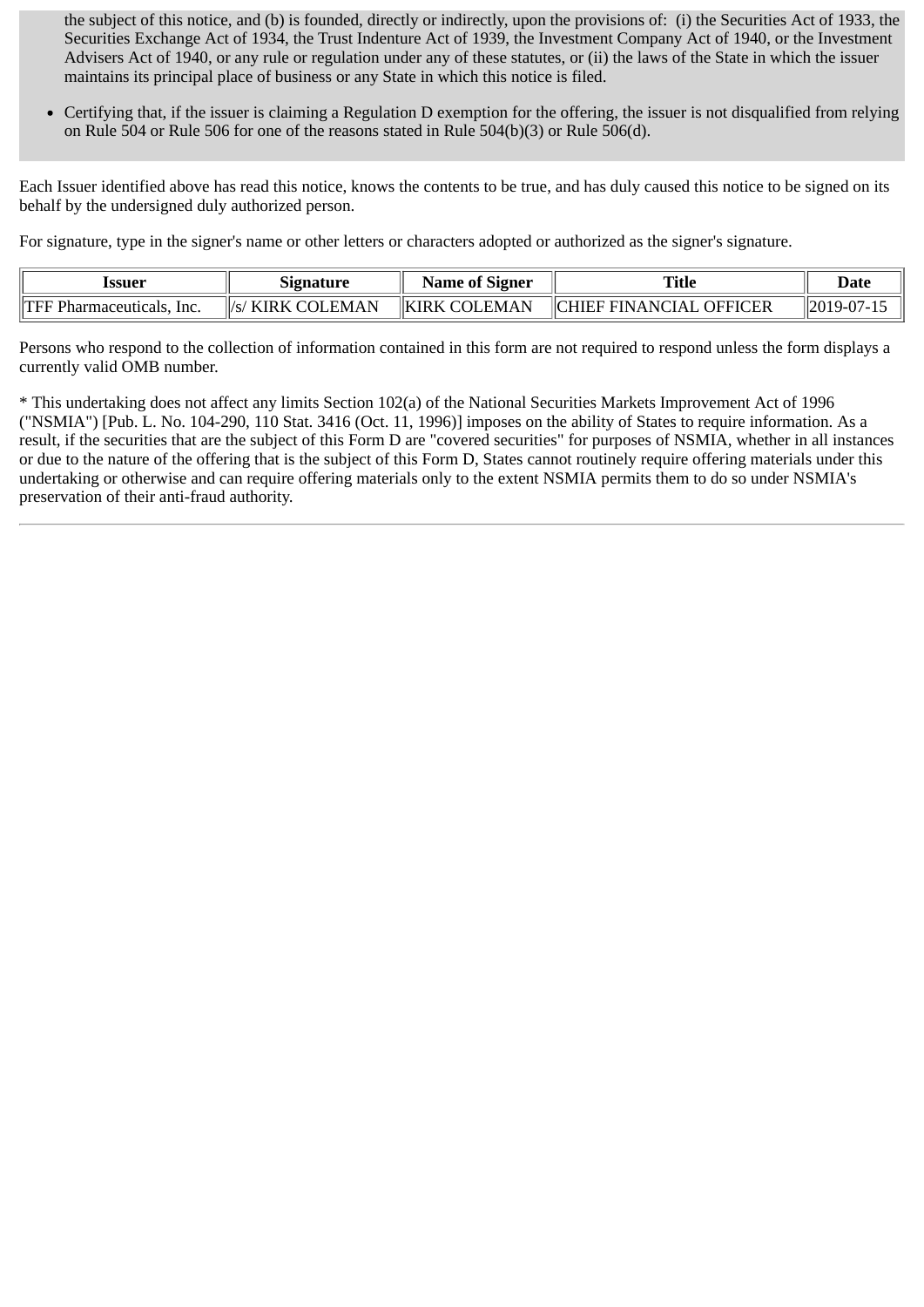the subject of this notice, and (b) is founded, directly or indirectly, upon the provisions of: (i) the Securities Act of 1933, the Securities Exchange Act of 1934, the Trust Indenture Act of 1939, the Investment Company Act of 1940, or the Investment Advisers Act of 1940, or any rule or regulation under any of these statutes, or (ii) the laws of the State in which the issuer maintains its principal place of business or any State in which this notice is filed.

- Certifying that, if the issuer is claiming a Regulation D exemption for the offering, the issuer is not disqualified from relying on Rule 504 or Rule 506 for one of the reasons stated in Rule 504(b)(3) or Rule 506(d).

Each Issuer identified above has read this notice, knows the contents to be true, and has duly caused this notice to be signed on its behalf by the undersigned duly authorized person.

For signature, type in the signer's name or other letters or characters adopted or authorized as the signer's signature.

| Issuer | Signature | Name of Signer | Title | Date |
|---|---|---|---|---|
| TFF Pharmaceuticals, Inc. | /s/ KIRK COLEMAN | KIRK COLEMAN | CHIEF FINANCIAL OFFICER | 2019-07-15 |

Persons who respond to the collection of information contained in this form are not required to respond unless the form displays a currently valid OMB number.

* This undertaking does not affect any limits Section 102(a) of the National Securities Markets Improvement Act of 1996 ("NSMIA") [Pub. L. No. 104-290, 110 Stat. 3416 (Oct. 11, 1996)] imposes on the ability of States to require information. As a result, if the securities that are the subject of this Form D are "covered securities" for purposes of NSMIA, whether in all instances or due to the nature of the offering that is the subject of this Form D, States cannot routinely require offering materials under this undertaking or otherwise and can require offering materials only to the extent NSMIA permits them to do so under NSMIA's preservation of their anti-fraud authority.